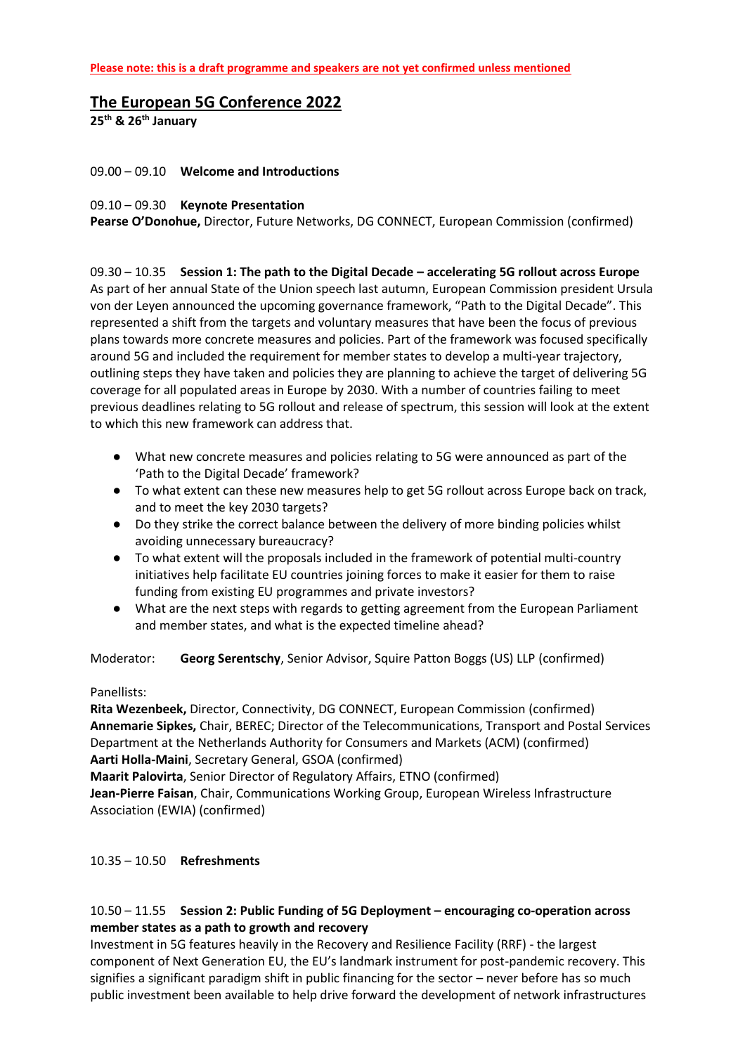**Please note: this is a draft programme and speakers are not yet confirmed unless mentioned**

# The European 5G Conference 2022

**25th & 26th January**

09.00 – 09.10 **Welcome and Introductions**

09.10 – 09.30 **Keynote Presentation**
**Pearse O'Donohue,** Director, Future Networks, DG CONNECT, European Commission (confirmed)

09.30 – 10.35 **Session 1: The path to the Digital Decade – accelerating 5G rollout across Europe**
As part of her annual State of the Union speech last autumn, European Commission president Ursula von der Leyen announced the upcoming governance framework, "Path to the Digital Decade". This represented a shift from the targets and voluntary measures that have been the focus of previous plans towards more concrete measures and policies. Part of the framework was focused specifically around 5G and included the requirement for member states to develop a multi-year trajectory, outlining steps they have taken and policies they are planning to achieve the target of delivering 5G coverage for all populated areas in Europe by 2030. With a number of countries failing to meet previous deadlines relating to 5G rollout and release of spectrum, this session will look at the extent to which this new framework can address that.

- What new concrete measures and policies relating to 5G were announced as part of the 'Path to the Digital Decade' framework?
- To what extent can these new measures help to get 5G rollout across Europe back on track, and to meet the key 2030 targets?
- Do they strike the correct balance between the delivery of more binding policies whilst avoiding unnecessary bureaucracy?
- To what extent will the proposals included in the framework of potential multi-country initiatives help facilitate EU countries joining forces to make it easier for them to raise funding from existing EU programmes and private investors?
- What are the next steps with regards to getting agreement from the European Parliament and member states, and what is the expected timeline ahead?

Moderator: **Georg Serentschy**, Senior Advisor, Squire Patton Boggs (US) LLP (confirmed)

Panellists:
**Rita Wezenbeek,** Director, Connectivity, DG CONNECT, European Commission (confirmed)
**Annemarie Sipkes,** Chair, BEREC; Director of the Telecommunications, Transport and Postal Services Department at the Netherlands Authority for Consumers and Markets (ACM) (confirmed)
**Aarti Holla-Maini**, Secretary General, GSOA (confirmed)
**Maarit Palovirta**, Senior Director of Regulatory Affairs, ETNO (confirmed)
**Jean-Pierre Faisan**, Chair, Communications Working Group, European Wireless Infrastructure Association (EWIA) (confirmed)

10.35 – 10.50 **Refreshments**

10.50 – 11.55 **Session 2: Public Funding of 5G Deployment – encouraging co-operation across member states as a path to growth and recovery**
Investment in 5G features heavily in the Recovery and Resilience Facility (RRF) - the largest component of Next Generation EU, the EU's landmark instrument for post-pandemic recovery. This signifies a significant paradigm shift in public financing for the sector – never before has so much public investment been available to help drive forward the development of network infrastructures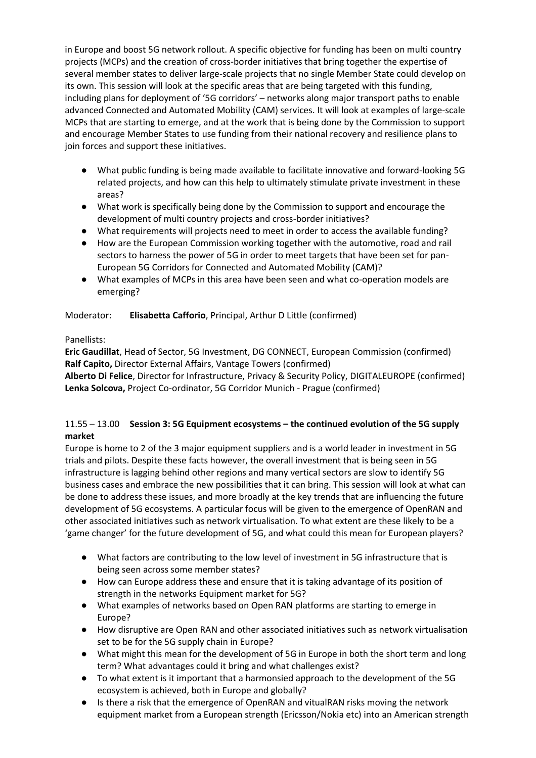in Europe and boost 5G network rollout. A specific objective for funding has been on multi country projects (MCPs) and the creation of cross-border initiatives that bring together the expertise of several member states to deliver large-scale projects that no single Member State could develop on its own. This session will look at the specific areas that are being targeted with this funding, including plans for deployment of '5G corridors' – networks along major transport paths to enable advanced Connected and Automated Mobility (CAM) services. It will look at examples of large-scale MCPs that are starting to emerge, and at the work that is being done by the Commission to support and encourage Member States to use funding from their national recovery and resilience plans to join forces and support these initiatives.

- What public funding is being made available to facilitate innovative and forward-looking 5G related projects, and how can this help to ultimately stimulate private investment in these areas?
- What work is specifically being done by the Commission to support and encourage the development of multi country projects and cross-border initiatives?
- What requirements will projects need to meet in order to access the available funding?
- How are the European Commission working together with the automotive, road and rail sectors to harness the power of 5G in order to meet targets that have been set for pan-European 5G Corridors for Connected and Automated Mobility (CAM)?
- What examples of MCPs in this area have been seen and what co-operation models are emerging?

Moderator: **Elisabetta Cafforio**, Principal, Arthur D Little (confirmed)

Panellists:
**Eric Gaudillat**, Head of Sector, 5G Investment, DG CONNECT, European Commission (confirmed)
**Ralf Capito,** Director External Affairs, Vantage Towers (confirmed)
**Alberto Di Felice**, Director for Infrastructure, Privacy & Security Policy, DIGITALEUROPE (confirmed)
**Lenka Solcova,** Project Co-ordinator, 5G Corridor Munich - Prague (confirmed)

11.55 – 13.00 **Session 3: 5G Equipment ecosystems – the continued evolution of the 5G supply market**

Europe is home to 2 of the 3 major equipment suppliers and is a world leader in investment in 5G trials and pilots. Despite these facts however, the overall investment that is being seen in 5G infrastructure is lagging behind other regions and many vertical sectors are slow to identify 5G business cases and embrace the new possibilities that it can bring. This session will look at what can be done to address these issues, and more broadly at the key trends that are influencing the future development of 5G ecosystems. A particular focus will be given to the emergence of OpenRAN and other associated initiatives such as network virtualisation. To what extent are these likely to be a 'game changer' for the future development of 5G, and what could this mean for European players?

- What factors are contributing to the low level of investment in 5G infrastructure that is being seen across some member states?
- How can Europe address these and ensure that it is taking advantage of its position of strength in the networks Equipment market for 5G?
- What examples of networks based on Open RAN platforms are starting to emerge in Europe?
- How disruptive are Open RAN and other associated initiatives such as network virtualisation set to be for the 5G supply chain in Europe?
- What might this mean for the development of 5G in Europe in both the short term and long term? What advantages could it bring and what challenges exist?
- To what extent is it important that a harmonsied approach to the development of the 5G ecosystem is achieved, both in Europe and globally?
- Is there a risk that the emergence of OpenRAN and vitualRAN risks moving the network equipment market from a European strength (Ericsson/Nokia etc) into an American strength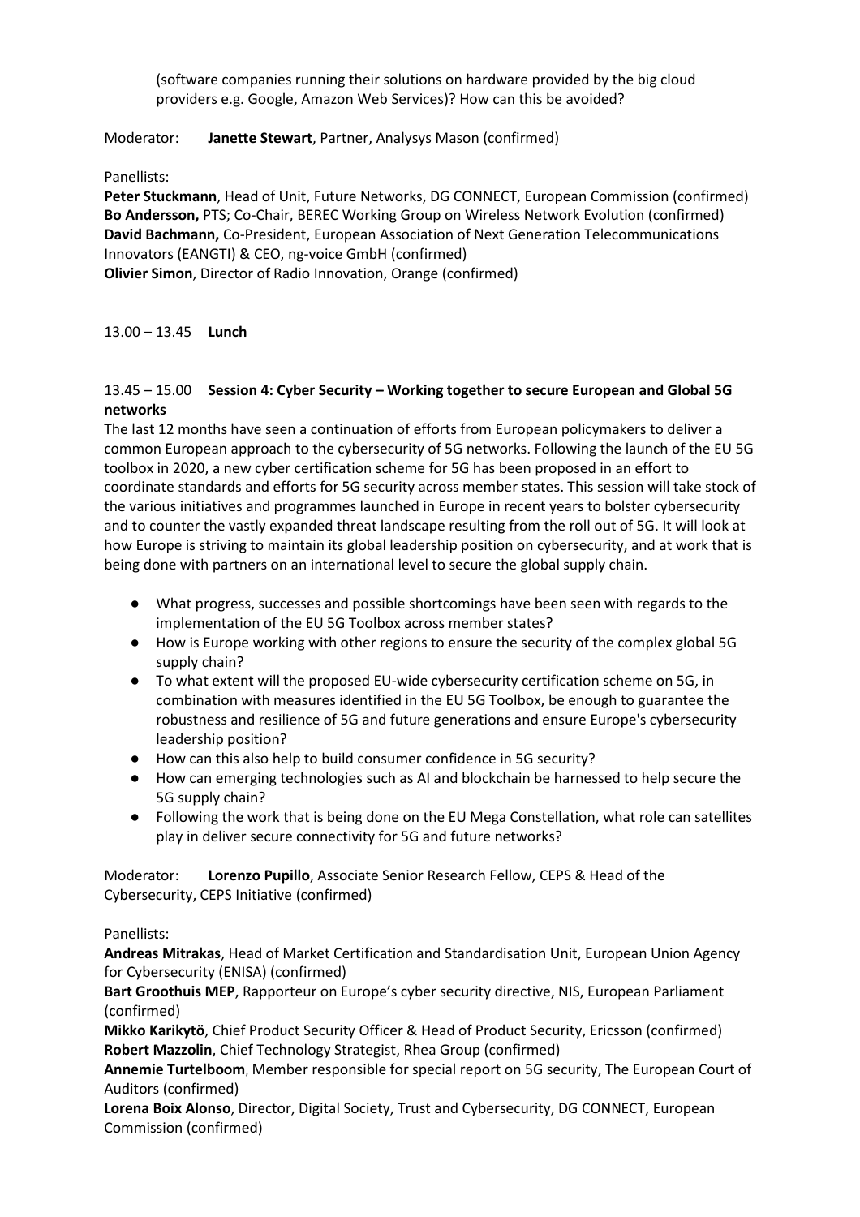(software companies running their solutions on hardware provided by the big cloud providers e.g. Google, Amazon Web Services)? How can this be avoided?

Moderator: **Janette Stewart**, Partner, Analysys Mason (confirmed)

Panellists:
**Peter Stuckmann**, Head of Unit, Future Networks, DG CONNECT, European Commission (confirmed)
**Bo Andersson,** PTS; Co-Chair, BEREC Working Group on Wireless Network Evolution (confirmed)
**David Bachmann,** Co-President, European Association of Next Generation Telecommunications Innovators (EANGTI) & CEO, ng-voice GmbH (confirmed)
**Olivier Simon**, Director of Radio Innovation, Orange (confirmed)

13.00 – 13.45 **Lunch**

13.45 – 15.00 **Session 4: Cyber Security – Working together to secure European and Global 5G networks**

The last 12 months have seen a continuation of efforts from European policymakers to deliver a common European approach to the cybersecurity of 5G networks. Following the launch of the EU 5G toolbox in 2020, a new cyber certification scheme for 5G has been proposed in an effort to coordinate standards and efforts for 5G security across member states. This session will take stock of the various initiatives and programmes launched in Europe in recent years to bolster cybersecurity and to counter the vastly expanded threat landscape resulting from the roll out of 5G. It will look at how Europe is striving to maintain its global leadership position on cybersecurity, and at work that is being done with partners on an international level to secure the global supply chain.

- What progress, successes and possible shortcomings have been seen with regards to the implementation of the EU 5G Toolbox across member states?
- How is Europe working with other regions to ensure the security of the complex global 5G supply chain?
- To what extent will the proposed EU-wide cybersecurity certification scheme on 5G, in combination with measures identified in the EU 5G Toolbox, be enough to guarantee the robustness and resilience of 5G and future generations and ensure Europe's cybersecurity leadership position?
- How can this also help to build consumer confidence in 5G security?
- How can emerging technologies such as AI and blockchain be harnessed to help secure the 5G supply chain?
- Following the work that is being done on the EU Mega Constellation, what role can satellites play in deliver secure connectivity for 5G and future networks?

Moderator: **Lorenzo Pupillo**, Associate Senior Research Fellow, CEPS & Head of the Cybersecurity, CEPS Initiative (confirmed)

Panellists:
**Andreas Mitrakas**, Head of Market Certification and Standardisation Unit, European Union Agency for Cybersecurity (ENISA) (confirmed)
**Bart Groothuis MEP**, Rapporteur on Europe's cyber security directive, NIS, European Parliament (confirmed)
**Mikko Karikytö**, Chief Product Security Officer & Head of Product Security, Ericsson (confirmed)
**Robert Mazzolin**, Chief Technology Strategist, Rhea Group (confirmed)
**Annemie Turtelboom**, Member responsible for special report on 5G security, The European Court of Auditors (confirmed)
**Lorena Boix Alonso**, Director, Digital Society, Trust and Cybersecurity, DG CONNECT, European Commission (confirmed)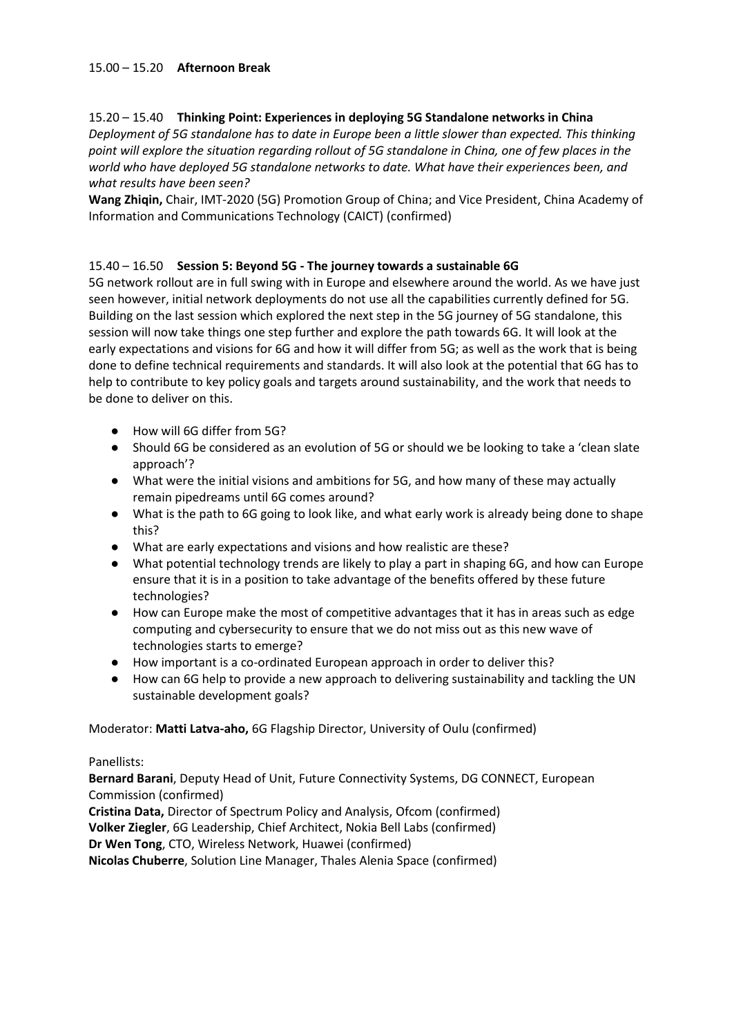15.00 – 15.20 **Afternoon Break**

15.20 – 15.40 **Thinking Point: Experiences in deploying 5G Standalone networks in China**

*Deployment of 5G standalone has to date in Europe been a little slower than expected. This thinking point will explore the situation regarding rollout of 5G standalone in China, one of few places in the world who have deployed 5G standalone networks to date. What have their experiences been, and what results have been seen?*

**Wang Zhiqin,** Chair, IMT-2020 (5G) Promotion Group of China; and Vice President, China Academy of Information and Communications Technology (CAICT) (confirmed)

15.40 – 16.50 **Session 5: Beyond 5G - The journey towards a sustainable 6G**

5G network rollout are in full swing with in Europe and elsewhere around the world. As we have just seen however, initial network deployments do not use all the capabilities currently defined for 5G. Building on the last session which explored the next step in the 5G journey of 5G standalone, this session will now take things one step further and explore the path towards 6G. It will look at the early expectations and visions for 6G and how it will differ from 5G; as well as the work that is being done to define technical requirements and standards. It will also look at the potential that 6G has to help to contribute to key policy goals and targets around sustainability, and the work that needs to be done to deliver on this.

- How will 6G differ from 5G?
- Should 6G be considered as an evolution of 5G or should we be looking to take a 'clean slate approach'?
- What were the initial visions and ambitions for 5G, and how many of these may actually remain pipedreams until 6G comes around?
- What is the path to 6G going to look like, and what early work is already being done to shape this?
- What are early expectations and visions and how realistic are these?
- What potential technology trends are likely to play a part in shaping 6G, and how can Europe ensure that it is in a position to take advantage of the benefits offered by these future technologies?
- How can Europe make the most of competitive advantages that it has in areas such as edge computing and cybersecurity to ensure that we do not miss out as this new wave of technologies starts to emerge?
- How important is a co-ordinated European approach in order to deliver this?
- How can 6G help to provide a new approach to delivering sustainability and tackling the UN sustainable development goals?

Moderator: **Matti Latva-aho,** 6G Flagship Director, University of Oulu (confirmed)

Panellists:

**Bernard Barani**, Deputy Head of Unit, Future Connectivity Systems, DG CONNECT, European Commission (confirmed)

**Cristina Data,** Director of Spectrum Policy and Analysis, Ofcom (confirmed)

**Volker Ziegler**, 6G Leadership, Chief Architect, Nokia Bell Labs (confirmed)

**Dr Wen Tong**, CTO, Wireless Network, Huawei (confirmed)

**Nicolas Chuberre**, Solution Line Manager, Thales Alenia Space (confirmed)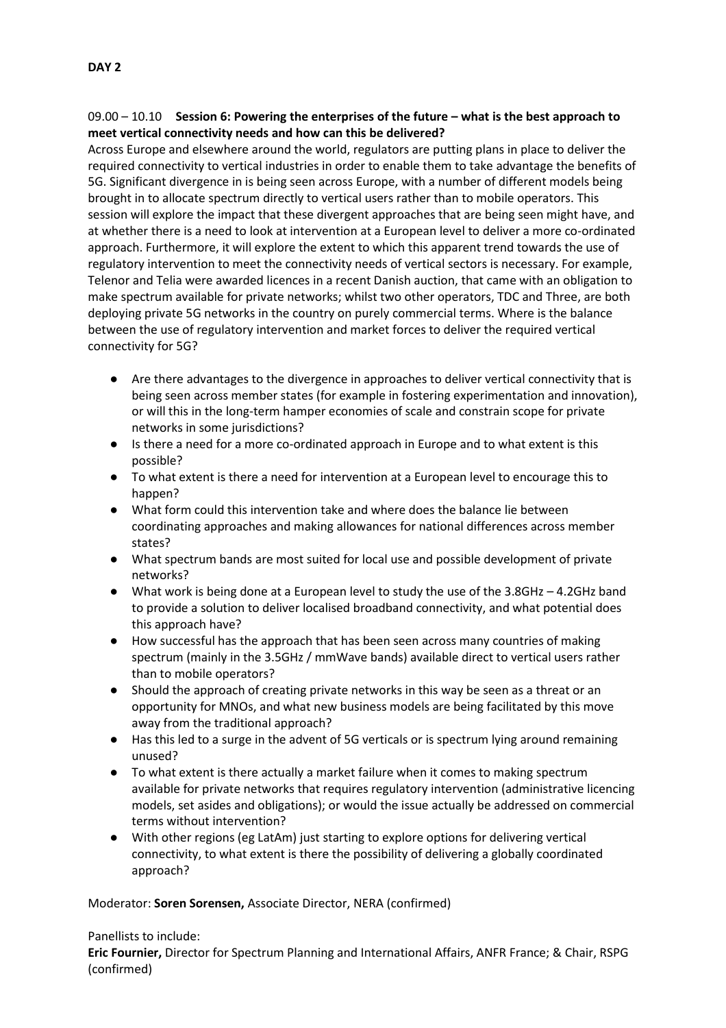**DAY 2**

09.00 – 10.10 **Session 6: Powering the enterprises of the future – what is the best approach to meet vertical connectivity needs and how can this be delivered?**

Across Europe and elsewhere around the world, regulators are putting plans in place to deliver the required connectivity to vertical industries in order to enable them to take advantage the benefits of 5G. Significant divergence in is being seen across Europe, with a number of different models being brought in to allocate spectrum directly to vertical users rather than to mobile operators. This session will explore the impact that these divergent approaches that are being seen might have, and at whether there is a need to look at intervention at a European level to deliver a more co-ordinated approach. Furthermore, it will explore the extent to which this apparent trend towards the use of regulatory intervention to meet the connectivity needs of vertical sectors is necessary. For example, Telenor and Telia were awarded licences in a recent Danish auction, that came with an obligation to make spectrum available for private networks; whilst two other operators, TDC and Three, are both deploying private 5G networks in the country on purely commercial terms. Where is the balance between the use of regulatory intervention and market forces to deliver the required vertical connectivity for 5G?

- Are there advantages to the divergence in approaches to deliver vertical connectivity that is being seen across member states (for example in fostering experimentation and innovation), or will this in the long-term hamper economies of scale and constrain scope for private networks in some jurisdictions?
- Is there a need for a more co-ordinated approach in Europe and to what extent is this possible?
- To what extent is there a need for intervention at a European level to encourage this to happen?
- What form could this intervention take and where does the balance lie between coordinating approaches and making allowances for national differences across member states?
- What spectrum bands are most suited for local use and possible development of private networks?
- What work is being done at a European level to study the use of the 3.8GHz – 4.2GHz band to provide a solution to deliver localised broadband connectivity, and what potential does this approach have?
- How successful has the approach that has been seen across many countries of making spectrum (mainly in the 3.5GHz / mmWave bands) available direct to vertical users rather than to mobile operators?
- Should the approach of creating private networks in this way be seen as a threat or an opportunity for MNOs, and what new business models are being facilitated by this move away from the traditional approach?
- Has this led to a surge in the advent of 5G verticals or is spectrum lying around remaining unused?
- To what extent is there actually a market failure when it comes to making spectrum available for private networks that requires regulatory intervention (administrative licencing models, set asides and obligations); or would the issue actually be addressed on commercial terms without intervention?
- With other regions (eg LatAm) just starting to explore options for delivering vertical connectivity, to what extent is there the possibility of delivering a globally coordinated approach?

Moderator: **Soren Sorensen,** Associate Director, NERA (confirmed)

Panellists to include:

**Eric Fournier,** Director for Spectrum Planning and International Affairs, ANFR France; & Chair, RSPG (confirmed)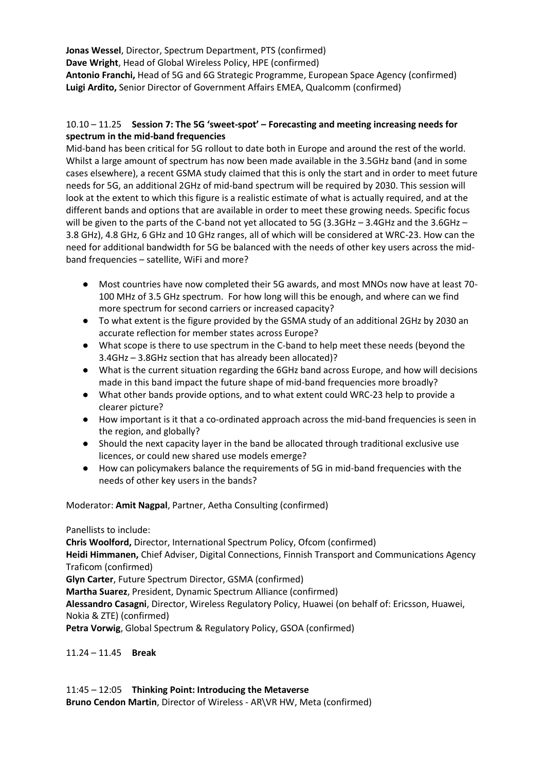**Jonas Wessel**, Director, Spectrum Department, PTS (confirmed)
**Dave Wright**, Head of Global Wireless Policy, HPE (confirmed)
**Antonio Franchi,** Head of 5G and 6G Strategic Programme, European Space Agency (confirmed)
**Luigi Ardito,** Senior Director of Government Affairs EMEA, Qualcomm (confirmed)

10.10 – 11.25 **Session 7: The 5G 'sweet-spot' – Forecasting and meeting increasing needs for spectrum in the mid-band frequencies**

Mid-band has been critical for 5G rollout to date both in Europe and around the rest of the world. Whilst a large amount of spectrum has now been made available in the 3.5GHz band (and in some cases elsewhere), a recent GSMA study claimed that this is only the start and in order to meet future needs for 5G, an additional 2GHz of mid-band spectrum will be required by 2030. This session will look at the extent to which this figure is a realistic estimate of what is actually required, and at the different bands and options that are available in order to meet these growing needs. Specific focus will be given to the parts of the C-band not yet allocated to 5G (3.3GHz – 3.4GHz and the 3.6GHz – 3.8 GHz), 4.8 GHz, 6 GHz and 10 GHz ranges, all of which will be considered at WRC-23. How can the need for additional bandwidth for 5G be balanced with the needs of other key users across the mid-band frequencies – satellite, WiFi and more?

- Most countries have now completed their 5G awards, and most MNOs now have at least 70-100 MHz of 3.5 GHz spectrum. For how long will this be enough, and where can we find more spectrum for second carriers or increased capacity?
- To what extent is the figure provided by the GSMA study of an additional 2GHz by 2030 an accurate reflection for member states across Europe?
- What scope is there to use spectrum in the C-band to help meet these needs (beyond the 3.4GHz – 3.8GHz section that has already been allocated)?
- What is the current situation regarding the 6GHz band across Europe, and how will decisions made in this band impact the future shape of mid-band frequencies more broadly?
- What other bands provide options, and to what extent could WRC-23 help to provide a clearer picture?
- How important is it that a co-ordinated approach across the mid-band frequencies is seen in the region, and globally?
- Should the next capacity layer in the band be allocated through traditional exclusive use licences, or could new shared use models emerge?
- How can policymakers balance the requirements of 5G in mid-band frequencies with the needs of other key users in the bands?

Moderator: **Amit Nagpal**, Partner, Aetha Consulting (confirmed)

Panellists to include:
**Chris Woolford,** Director, International Spectrum Policy, Ofcom (confirmed)
**Heidi Himmanen,** Chief Adviser, Digital Connections, Finnish Transport and Communications Agency Traficom (confirmed)
**Glyn Carter**, Future Spectrum Director, GSMA (confirmed)
**Martha Suarez**, President, Dynamic Spectrum Alliance (confirmed)
**Alessandro Casagni**, Director, Wireless Regulatory Policy, Huawei (on behalf of: Ericsson, Huawei, Nokia & ZTE) (confirmed)
**Petra Vorwig**, Global Spectrum & Regulatory Policy, GSOA (confirmed)

11.24 – 11.45 **Break**

11:45 – 12:05 **Thinking Point: Introducing the Metaverse**
**Bruno Cendon Martin**, Director of Wireless - AR\VR HW, Meta (confirmed)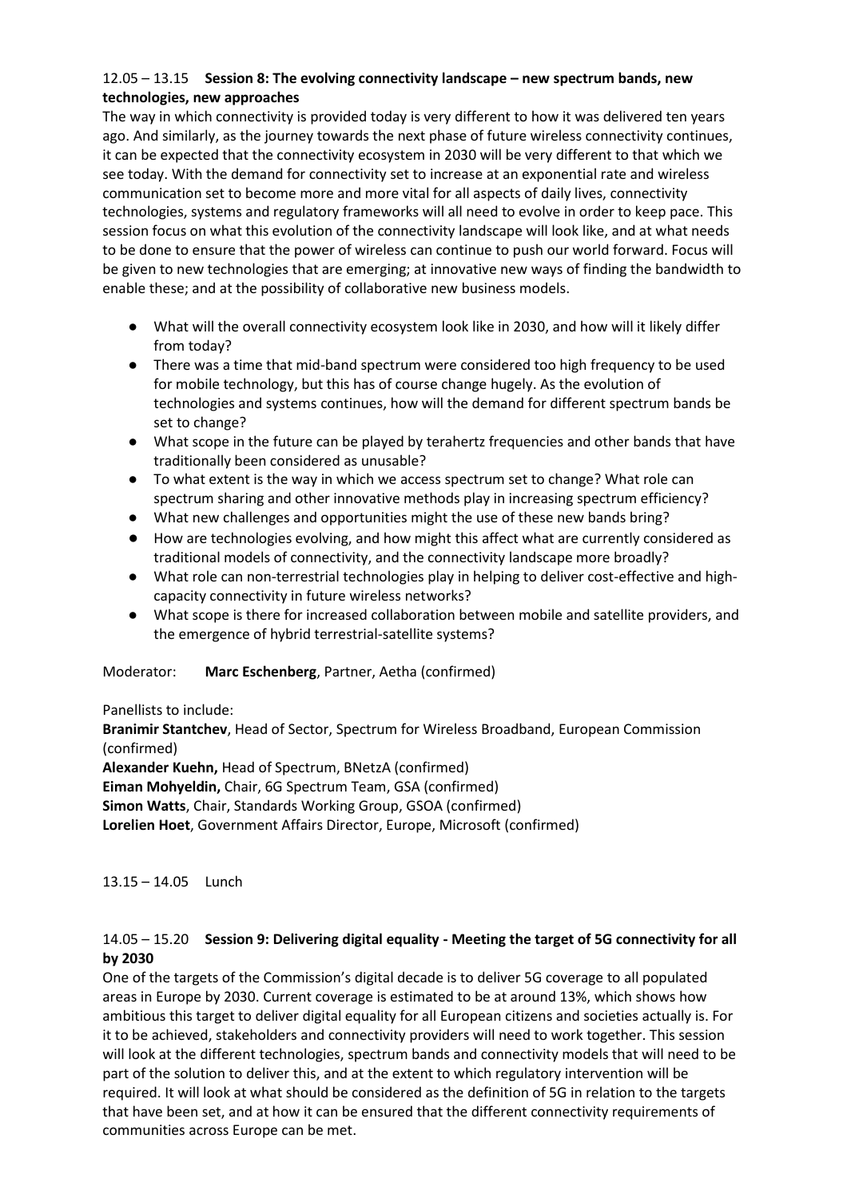12.05 – 13.15 **Session 8: The evolving connectivity landscape – new spectrum bands, new technologies, new approaches**

The way in which connectivity is provided today is very different to how it was delivered ten years ago. And similarly, as the journey towards the next phase of future wireless connectivity continues, it can be expected that the connectivity ecosystem in 2030 will be very different to that which we see today. With the demand for connectivity set to increase at an exponential rate and wireless communication set to become more and more vital for all aspects of daily lives, connectivity technologies, systems and regulatory frameworks will all need to evolve in order to keep pace. This session focus on what this evolution of the connectivity landscape will look like, and at what needs to be done to ensure that the power of wireless can continue to push our world forward. Focus will be given to new technologies that are emerging; at innovative new ways of finding the bandwidth to enable these; and at the possibility of collaborative new business models.

- What will the overall connectivity ecosystem look like in 2030, and how will it likely differ from today?
- There was a time that mid-band spectrum were considered too high frequency to be used for mobile technology, but this has of course change hugely. As the evolution of technologies and systems continues, how will the demand for different spectrum bands be set to change?
- What scope in the future can be played by terahertz frequencies and other bands that have traditionally been considered as unusable?
- To what extent is the way in which we access spectrum set to change? What role can spectrum sharing and other innovative methods play in increasing spectrum efficiency?
- What new challenges and opportunities might the use of these new bands bring?
- How are technologies evolving, and how might this affect what are currently considered as traditional models of connectivity, and the connectivity landscape more broadly?
- What role can non-terrestrial technologies play in helping to deliver cost-effective and high-capacity connectivity in future wireless networks?
- What scope is there for increased collaboration between mobile and satellite providers, and the emergence of hybrid terrestrial-satellite systems?

Moderator: **Marc Eschenberg**, Partner, Aetha (confirmed)

Panellists to include:
**Branimir Stantchev**, Head of Sector, Spectrum for Wireless Broadband, European Commission (confirmed)
**Alexander Kuehn,** Head of Spectrum, BNetzA (confirmed)
**Eiman Mohyeldin,** Chair, 6G Spectrum Team, GSA (confirmed)
**Simon Watts**, Chair, Standards Working Group, GSOA (confirmed)
**Lorelien Hoet**, Government Affairs Director, Europe, Microsoft (confirmed)

13.15 – 14.05 Lunch

14.05 – 15.20 **Session 9: Delivering digital equality - Meeting the target of 5G connectivity for all by 2030**

One of the targets of the Commission's digital decade is to deliver 5G coverage to all populated areas in Europe by 2030. Current coverage is estimated to be at around 13%, which shows how ambitious this target to deliver digital equality for all European citizens and societies actually is. For it to be achieved, stakeholders and connectivity providers will need to work together. This session will look at the different technologies, spectrum bands and connectivity models that will need to be part of the solution to deliver this, and at the extent to which regulatory intervention will be required. It will look at what should be considered as the definition of 5G in relation to the targets that have been set, and at how it can be ensured that the different connectivity requirements of communities across Europe can be met.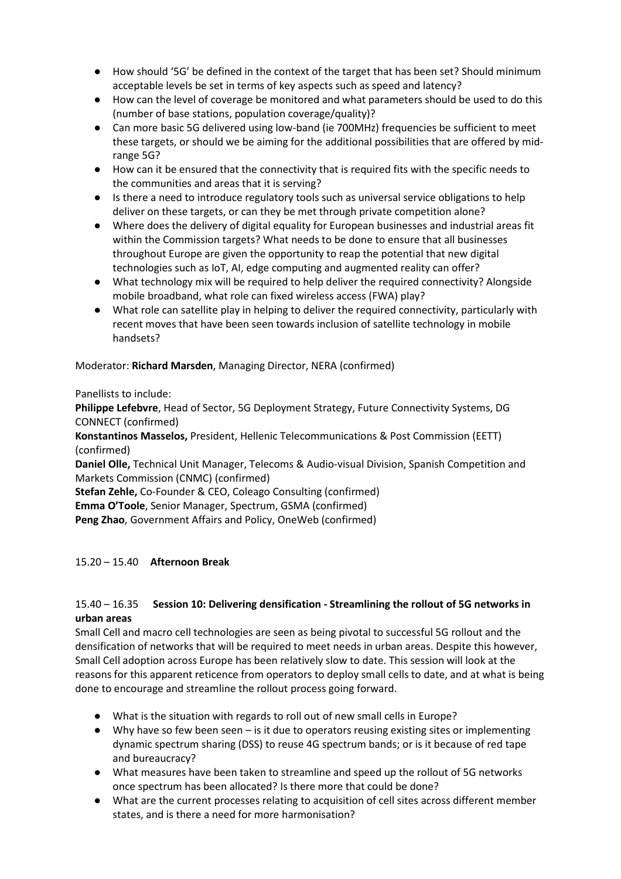- How should '5G' be defined in the context of the target that has been set? Should minimum acceptable levels be set in terms of key aspects such as speed and latency?
- How can the level of coverage be monitored and what parameters should be used to do this (number of base stations, population coverage/quality)?
- Can more basic 5G delivered using low-band (ie 700MHz) frequencies be sufficient to meet these targets, or should we be aiming for the additional possibilities that are offered by mid-range 5G?
- How can it be ensured that the connectivity that is required fits with the specific needs to the communities and areas that it is serving?
- Is there a need to introduce regulatory tools such as universal service obligations to help deliver on these targets, or can they be met through private competition alone?
- Where does the delivery of digital equality for European businesses and industrial areas fit within the Commission targets? What needs to be done to ensure that all businesses throughout Europe are given the opportunity to reap the potential that new digital technologies such as IoT, AI, edge computing and augmented reality can offer?
- What technology mix will be required to help deliver the required connectivity? Alongside mobile broadband, what role can fixed wireless access (FWA) play?
- What role can satellite play in helping to deliver the required connectivity, particularly with recent moves that have been seen towards inclusion of satellite technology in mobile handsets?

Moderator: **Richard Marsden**, Managing Director, NERA (confirmed)

Panellists to include:
**Philippe Lefebvre**, Head of Sector, 5G Deployment Strategy, Future Connectivity Systems, DG CONNECT (confirmed)
**Konstantinos Masselos,** President, Hellenic Telecommunications & Post Commission (EETT) (confirmed)
**Daniel Olle,** Technical Unit Manager, Telecoms & Audio-visual Division, Spanish Competition and Markets Commission (CNMC) (confirmed)
**Stefan Zehle,** Co-Founder & CEO, Coleago Consulting (confirmed)
**Emma O'Toole**, Senior Manager, Spectrum, GSMA (confirmed)
**Peng Zhao**, Government Affairs and Policy, OneWeb (confirmed)

15.20 – 15.40 **Afternoon Break**

15.40 – 16.35 **Session 10: Delivering densification - Streamlining the rollout of 5G networks in urban areas**

Small Cell and macro cell technologies are seen as being pivotal to successful 5G rollout and the densification of networks that will be required to meet needs in urban areas. Despite this however, Small Cell adoption across Europe has been relatively slow to date. This session will look at the reasons for this apparent reticence from operators to deploy small cells to date, and at what is being done to encourage and streamline the rollout process going forward.

- What is the situation with regards to roll out of new small cells in Europe?
- Why have so few been seen – is it due to operators reusing existing sites or implementing dynamic spectrum sharing (DSS) to reuse 4G spectrum bands; or is it because of red tape and bureaucracy?
- What measures have been taken to streamline and speed up the rollout of 5G networks once spectrum has been allocated? Is there more that could be done?
- What are the current processes relating to acquisition of cell sites across different member states, and is there a need for more harmonisation?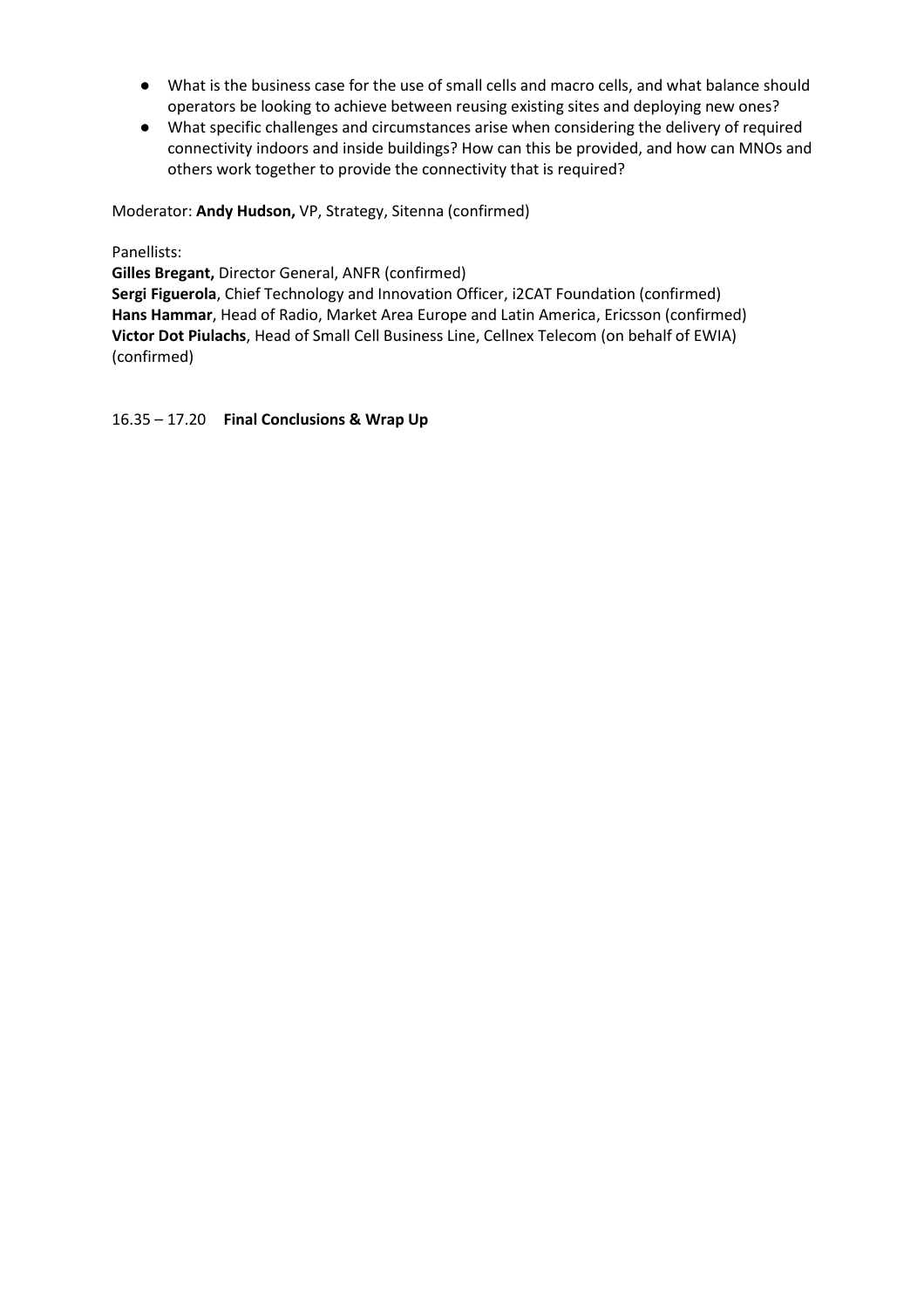- What is the business case for the use of small cells and macro cells, and what balance should operators be looking to achieve between reusing existing sites and deploying new ones?
- What specific challenges and circumstances arise when considering the delivery of required connectivity indoors and inside buildings? How can this be provided, and how can MNOs and others work together to provide the connectivity that is required?

Moderator: **Andy Hudson,** VP, Strategy, Sitenna (confirmed)

Panellists:
**Gilles Bregant,** Director General, ANFR (confirmed)
**Sergi Figuerola**, Chief Technology and Innovation Officer, i2CAT Foundation (confirmed)
**Hans Hammar**, Head of Radio, Market Area Europe and Latin America, Ericsson (confirmed)
**Victor Dot Piulachs**, Head of Small Cell Business Line, Cellnex Telecom (on behalf of EWIA) (confirmed)

16.35 – 17.20 **Final Conclusions & Wrap Up**